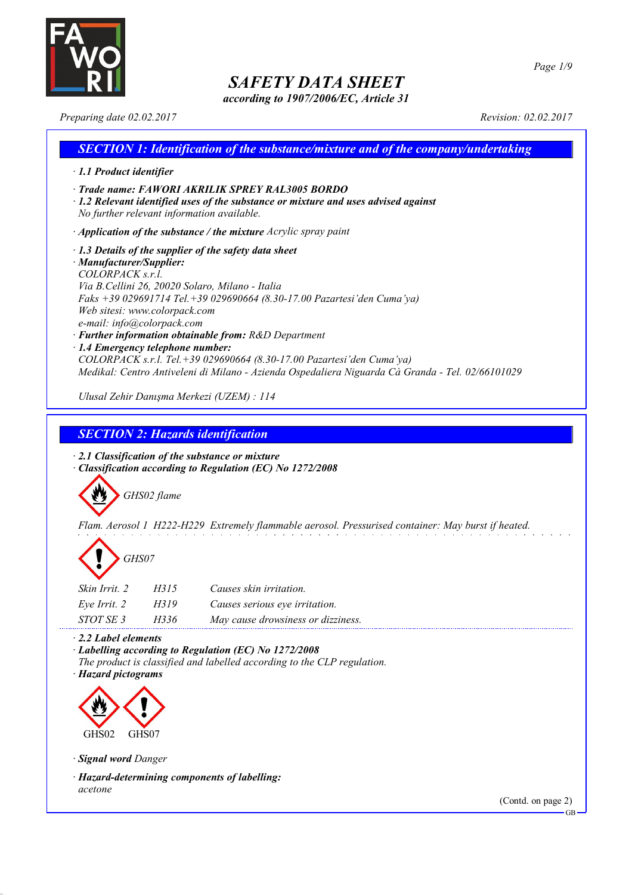# SAFETY DATA SHEET

*according to 1907/2006/EC, Article 31*

*Preparing date 02.02.2017* *Revision: 02.02.2017*

## SECTION 1: Identification of the substance/mixture and of the company/undertaking

· **1.1 Product identifier**

· **Trade name: FAWORI AKRILIK SPREY RAL3005 BORDO**

· **1.2 Relevant identified uses of the substance or mixture and uses advised against**
No further relevant information available.

· **Application of the substance / the mixture** Acrylic spray paint

· **1.3 Details of the supplier of the safety data sheet**

· **Manufacturer/Supplier:**
COLORPACK s.r.l.
Via B.Cellini 26, 20020 Solaro, Milano - Italia
Faks +39 029691714 Tel.+39 029690664 (8.30-17.00 Pazartesi'den Cuma'ya)
Web sitesi: www.colorpack.com
e-mail: info@colorpack.com

· **Further information obtainable from:** R&D Department

· **1.4 Emergency telephone number:**
COLORPACK s.r.l. Tel.+39 029690664 (8.30-17.00 Pazartesi'den Cuma'ya)
Medikal: Centro Antiveleni di Milano - Azienda Ospedaliera Niguarda Cà Granda - Tel. 02/66101029

Ulusal Zehir Danışma Merkezi (UZEM) : 114

## SECTION 2: Hazards identification

· **2.1 Classification of the substance or mixture**

· **Classification according to Regulation (EC) No 1272/2008**

GHS02 flame

Flam. Aerosol 1 H222-H229 Extremely flammable aerosol. Pressurised container: May burst if heated.

GHS07

| | | |
|---|---|---|
| Skin Irrit. 2 | H315 | Causes skin irritation. |
| Eye Irrit. 2 | H319 | Causes serious eye irritation. |
| STOT SE 3 | H336 | May cause drowsiness or dizziness. |

· **2.2 Label elements**

· **Labelling according to Regulation (EC) No 1272/2008**
The product is classified and labelled according to the CLP regulation.

· **Hazard pictograms**

GHS02 GHS07

· **Signal word** Danger

· **Hazard-determining components of labelling:**
acetone

(Contd. on page 2)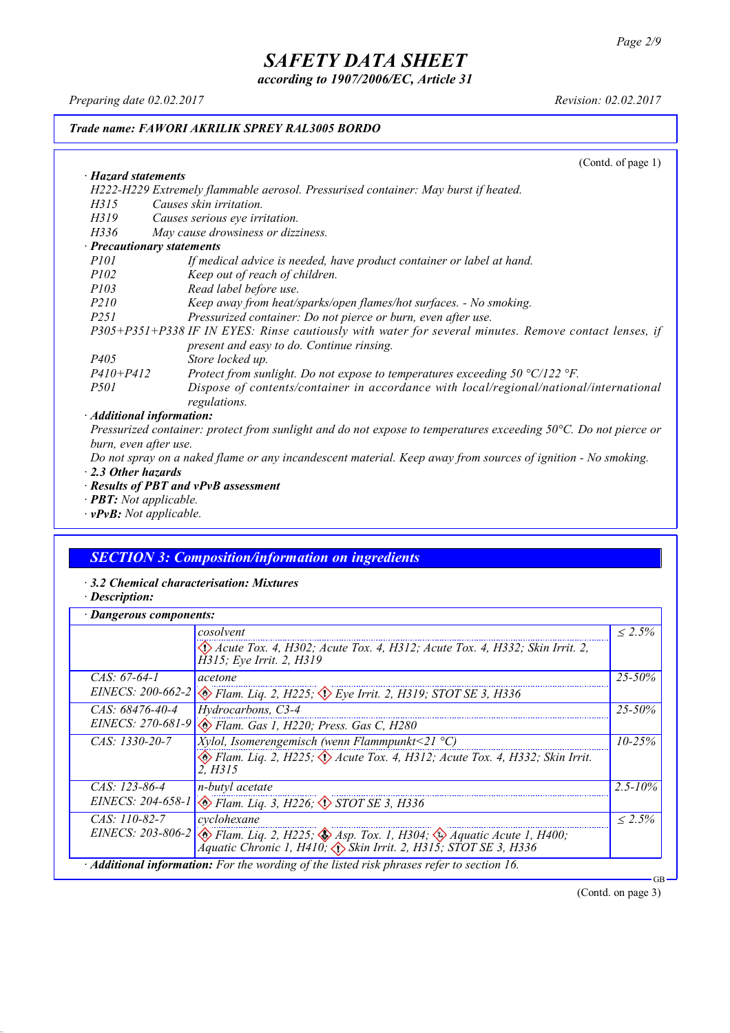(Contd. of page 1)

· **Hazard statements**

H222-H229 Extremely flammable aerosol. Pressurised container: May burst if heated.

| | |
|---|---|
| H315 | Causes skin irritation. |
| H319 | Causes serious eye irritation. |
| H336 | May cause drowsiness or dizziness. |

· **Precautionary statements**

| | |
|---|---|
| P101 | If medical advice is needed, have product container or label at hand. |
| P102 | Keep out of reach of children. |
| P103 | Read label before use. |
| P210 | Keep away from heat/sparks/open flames/hot surfaces. - No smoking. |
| P251 | Pressurized container: Do not pierce or burn, even after use. |
| P305+P351+P338 | IF IN EYES: Rinse cautiously with water for several minutes. Remove contact lenses, if present and easy to do. Continue rinsing. |
| P405 | Store locked up. |
| P410+P412 | Protect from sunlight. Do not expose to temperatures exceeding 50 °C/122 °F. |
| P501 | Dispose of contents/container in accordance with local/regional/national/international regulations. |

· **Additional information:**

Pressurized container: protect from sunlight and do not expose to temperatures exceeding 50°C. Do not pierce or burn, even after use.

Do not spray on a naked flame or any incandescent material. Keep away from sources of ignition - No smoking.

· **2.3 Other hazards**

· **Results of PBT and vPvB assessment**

· **PBT:** Not applicable.

· **vPvB:** Not applicable.

## SECTION 3: Composition/information on ingredients

· **3.2 Chemical characterisation: Mixtures**

· **Description:**

· **Dangerous components:**

| | | |
|---|---|---|
| | cosolvent<br>Acute Tox. 4, H302; Acute Tox. 4, H312; Acute Tox. 4, H332; Skin Irrit. 2, H315; Eye Irrit. 2, H319 | ≤ 2.5% |
| CAS: 67-64-1<br>EINECS: 200-662-2 | acetone<br>Flam. Liq. 2, H225; Eye Irrit. 2, H319; STOT SE 3, H336 | 25-50% |
| CAS: 68476-40-4<br>EINECS: 270-681-9 | Hydrocarbons, C3-4<br>Flam. Gas 1, H220; Press. Gas C, H280 | 25-50% |
| CAS: 1330-20-7 | Xylol, Isomerengemisch (wenn Flammpunkt<21 °C)<br>Flam. Liq. 2, H225; Acute Tox. 4, H312; Acute Tox. 4, H332; Skin Irrit. 2, H315 | 10-25% |
| CAS: 123-86-4<br>EINECS: 204-658-1 | n-butyl acetate<br>Flam. Liq. 3, H226; STOT SE 3, H336 | 2.5-10% |
| CAS: 110-82-7<br>EINECS: 203-806-2 | cyclohexane<br>Flam. Liq. 2, H225; Asp. Tox. 1, H304; Aquatic Acute 1, H400; Aquatic Chronic 1, H410; Skin Irrit. 2, H315; STOT SE 3, H336 | ≤ 2.5% |

· **Additional information:** For the wording of the listed risk phrases refer to section 16.

(Contd. on page 3)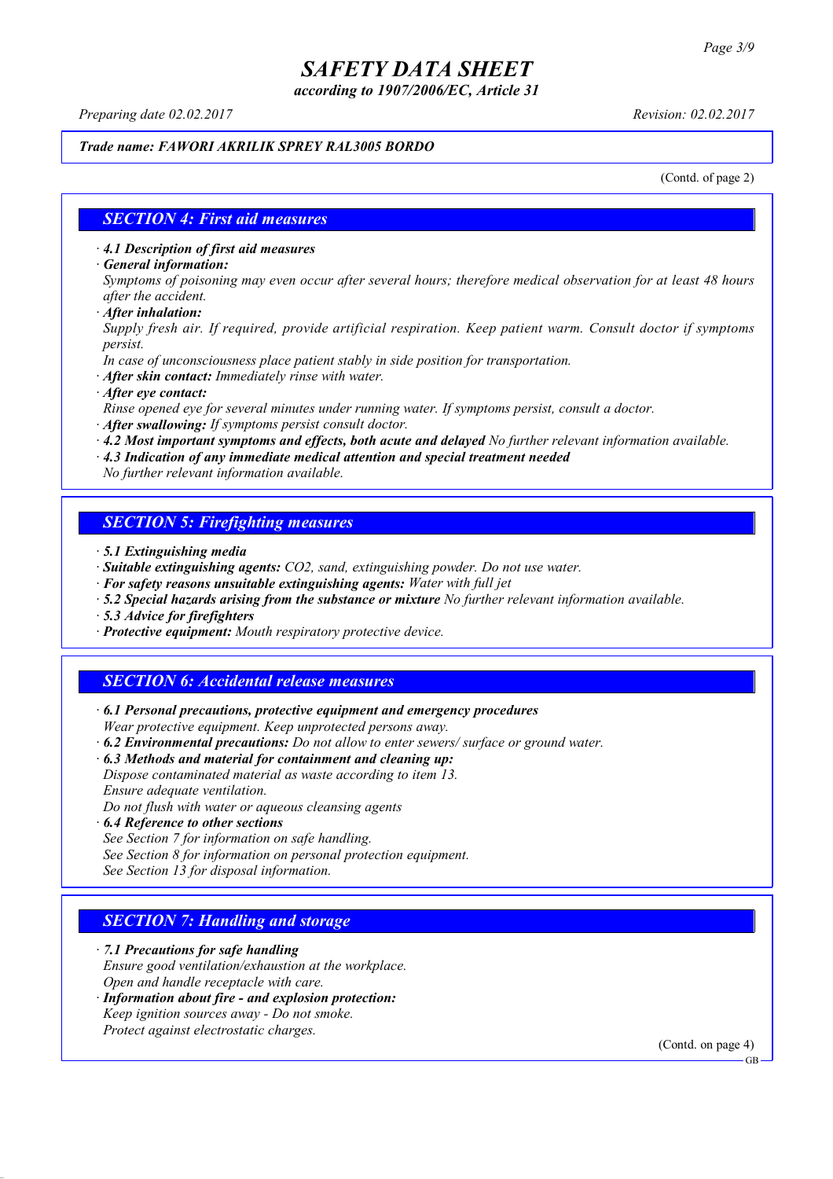# SAFETY DATA SHEET

*according to 1907/2006/EC, Article 31*

*Preparing date 02.02.2017* *Revision: 02.02.2017*

***Trade name: FAWORI AKRILIK SPREY RAL3005 BORDO***

(Contd. of page 2)

## SECTION 4: First aid measures

· ***4.1 Description of first aid measures***

· ***General information:***

*Symptoms of poisoning may even occur after several hours; therefore medical observation for at least 48 hours after the accident.*

· ***After inhalation:***

*Supply fresh air. If required, provide artificial respiration. Keep patient warm. Consult doctor if symptoms persist.*

*In case of unconsciousness place patient stably in side position for transportation.*

· ***After skin contact:*** *Immediately rinse with water.*

· ***After eye contact:***

*Rinse opened eye for several minutes under running water. If symptoms persist, consult a doctor.*

· ***After swallowing:*** *If symptoms persist consult doctor.*

· ***4.2 Most important symptoms and effects, both acute and delayed*** *No further relevant information available.*

· ***4.3 Indication of any immediate medical attention and special treatment needed***

*No further relevant information available.*

## SECTION 5: Firefighting measures

· ***5.1 Extinguishing media***

· ***Suitable extinguishing agents:*** *$CO_2$, sand, extinguishing powder. Do not use water.*

· ***For safety reasons unsuitable extinguishing agents:*** *Water with full jet*

· ***5.2 Special hazards arising from the substance or mixture*** *No further relevant information available.*

· ***5.3 Advice for firefighters***

· ***Protective equipment:*** *Mouth respiratory protective device.*

## SECTION 6: Accidental release measures

· ***6.1 Personal precautions, protective equipment and emergency procedures***

*Wear protective equipment. Keep unprotected persons away.*

· ***6.2 Environmental precautions:*** *Do not allow to enter sewers/ surface or ground water.*

· ***6.3 Methods and material for containment and cleaning up:***

*Dispose contaminated material as waste according to item 13.*

*Ensure adequate ventilation.*

*Do not flush with water or aqueous cleansing agents*

· ***6.4 Reference to other sections***

*See Section 7 for information on safe handling.*

*See Section 8 for information on personal protection equipment.*

*See Section 13 for disposal information.*

## SECTION 7: Handling and storage

· ***7.1 Precautions for safe handling***

*Ensure good ventilation/exhaustion at the workplace.*

*Open and handle receptacle with care.*

· ***Information about fire - and explosion protection:***

*Keep ignition sources away - Do not smoke.*

*Protect against electrostatic charges.*

(Contd. on page 4)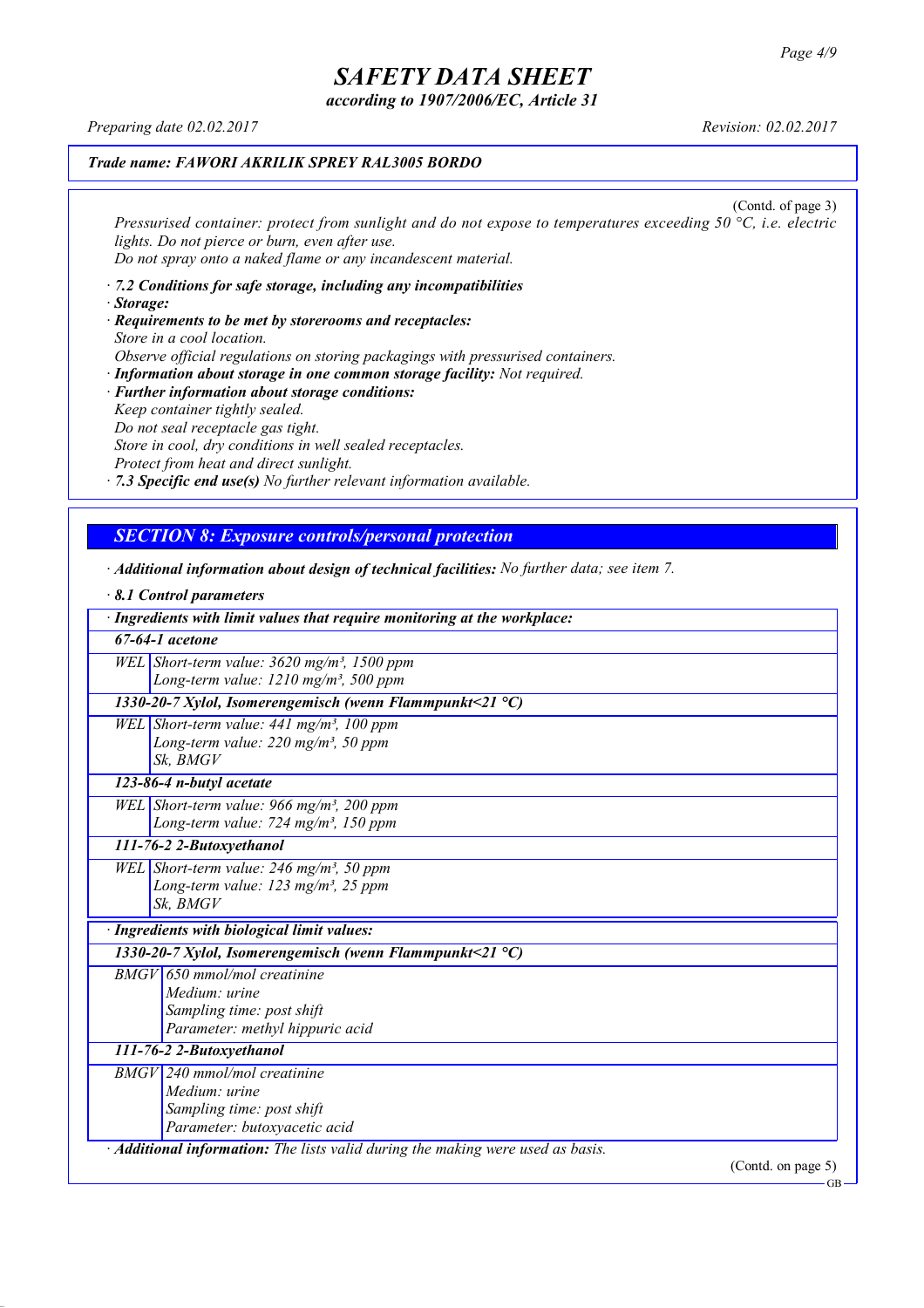*Trade name: FAWORI AKRILIK SPREY RAL3005 BORDO*

(Contd. of page 3)

*Pressurised container: protect from sunlight and do not expose to temperatures exceeding 50 °C, i.e. electric lights. Do not pierce or burn, even after use.*
*Do not spray onto a naked flame or any incandescent material.*

· ***7.2 Conditions for safe storage, including any incompatibilities***
· ***Storage:***
· ***Requirements to be met by storerooms and receptacles:***
*Store in a cool location.*
*Observe official regulations on storing packagings with pressurised containers.*
· ***Information about storage in one common storage facility:*** *Not required.*
· ***Further information about storage conditions:***
*Keep container tightly sealed.*
*Do not seal receptacle gas tight.*
*Store in cool, dry conditions in well sealed receptacles.*
*Protect from heat and direct sunlight.*
· ***7.3 Specific end use(s)*** *No further relevant information available.*

## *SECTION 8: Exposure controls/personal protection*

· ***Additional information about design of technical facilities:*** *No further data; see item 7.*

· ***8.1 Control parameters***

| · **Ingredients with limit values that require monitoring at the workplace:** | |
|---|---|
| **67-64-1 acetone** | |
| WEL | Short-term value: 3620 mg/m³, 1500 ppm<br>Long-term value: 1210 mg/m³, 500 ppm |
| **1330-20-7 Xylol, Isomerengemisch (wenn Flammpunkt<21 °C)** | |
| WEL | Short-term value: 441 mg/m³, 100 ppm<br>Long-term value: 220 mg/m³, 50 ppm<br>Sk, BMGV |
| **123-86-4 n-butyl acetate** | |
| WEL | Short-term value: 966 mg/m³, 200 ppm<br>Long-term value: 724 mg/m³, 150 ppm |
| **111-76-2 2-Butoxyethanol** | |
| WEL | Short-term value: 246 mg/m³, 50 ppm<br>Long-term value: 123 mg/m³, 25 ppm<br>Sk, BMGV |

| · **Ingredients with biological limit values:** | |
|---|---|
| **1330-20-7 Xylol, Isomerengemisch (wenn Flammpunkt<21 °C)** | |
| BMGV | 650 mmol/mol creatinine<br>Medium: urine<br>Sampling time: post shift<br>Parameter: methyl hippuric acid |
| **111-76-2 2-Butoxyethanol** | |
| BMGV | 240 mmol/mol creatinine<br>Medium: urine<br>Sampling time: post shift<br>Parameter: butoxyacetic acid |

· ***Additional information:*** *The lists valid during the making were used as basis.*

(Contd. on page 5)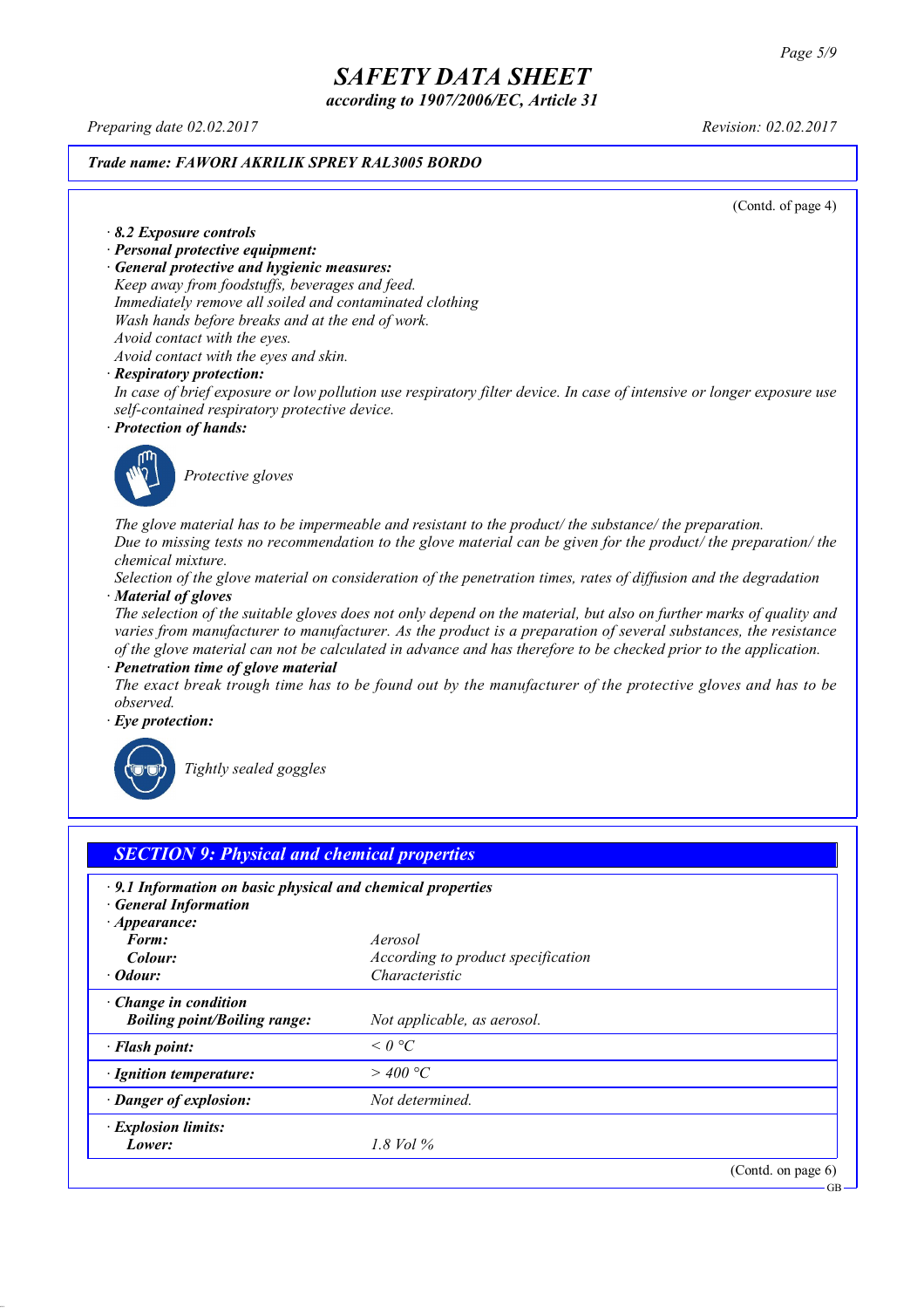**Trade name: FAWORI AKRILIK SPREY RAL3005 BORDO**

(Contd. of page 4)

· **8.2 Exposure controls**
· **Personal protective equipment:**
· **General protective and hygienic measures:**
Keep away from foodstuffs, beverages and feed.
Immediately remove all soiled and contaminated clothing
Wash hands before breaks and at the end of work.
Avoid contact with the eyes.
Avoid contact with the eyes and skin.
· **Respiratory protection:**
In case of brief exposure or low pollution use respiratory filter device. In case of intensive or longer exposure use self-contained respiratory protective device.
· **Protection of hands:**

Protective gloves

The glove material has to be impermeable and resistant to the product/ the substance/ the preparation.
Due to missing tests no recommendation to the glove material can be given for the product/ the preparation/ the chemical mixture.
Selection of the glove material on consideration of the penetration times, rates of diffusion and the degradation
· **Material of gloves**
The selection of the suitable gloves does not only depend on the material, but also on further marks of quality and varies from manufacturer to manufacturer. As the product is a preparation of several substances, the resistance of the glove material can not be calculated in advance and has therefore to be checked prior to the application.
· **Penetration time of glove material**
The exact break trough time has to be found out by the manufacturer of the protective gloves and has to be observed.
· **Eye protection:**

Tightly sealed goggles

## SECTION 9: Physical and chemical properties

| · **9.1 Information on basic physical and chemical properties** | |
|---|---|
| · **General Information** | |
| · **Appearance:** | |
| **Form:** | Aerosol |
| **Colour:** | According to product specification |
| · **Odour:** | Characteristic |
| · **Change in condition** | |
| **Boiling point/Boiling range:** | Not applicable, as aerosol. |
| · **Flash point:** | < 0 °C |
| · **Ignition temperature:** | > 400 °C |
| · **Danger of explosion:** | Not determined. |
| · **Explosion limits:** | |
| **Lower:** | 1.8 Vol % |

(Contd. on page 6)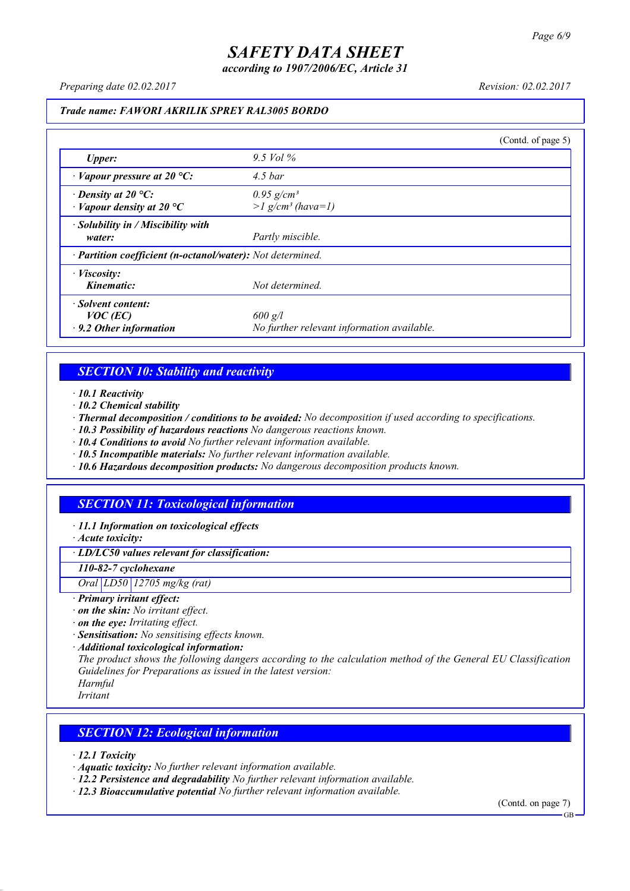**Trade name: FAWORI AKRILIK SPREY RAL3005 BORDO**

(Contd. of page 5)

| | |
|---|---|
| *Upper:* | 9.5 Vol % |
| · *Vapour pressure at 20 °C:* | 4.5 bar |
| · *Density at 20 °C:* | 0.95 g/cm³ |
| · *Vapour density at 20 °C* | >1 g/cm³ (hava=1) |
| · *Solubility in / Miscibility with water:* | Partly miscible. |
| · *Partition coefficient (n-octanol/water):* | Not determined. |
| · *Viscosity:* Kinematic: | Not determined. |
| · *Solvent content:* VOC (EC) | 600 g/l |
| · *9.2 Other information* | No further relevant information available. |

## SECTION 10: Stability and reactivity

· **10.1 Reactivity**
· **10.2 Chemical stability**
· **Thermal decomposition / conditions to be avoided:** No decomposition if used according to specifications.
· **10.3 Possibility of hazardous reactions** No dangerous reactions known.
· **10.4 Conditions to avoid** No further relevant information available.
· **10.5 Incompatible materials:** No further relevant information available.
· **10.6 Hazardous decomposition products:** No dangerous decomposition products known.

## SECTION 11: Toxicological information

· **11.1 Information on toxicological effects**
· **Acute toxicity:**

| · LD/LC50 values relevant for classification: | | |
|---|---|---|
| **110-82-7 cyclohexane** | | |
| Oral | LD50 | 12705 mg/kg (rat) |

· **Primary irritant effect:**
· **on the skin:** No irritant effect.
· **on the eye:** Irritating effect.
· **Sensitisation:** No sensitising effects known.
· **Additional toxicological information:**
The product shows the following dangers according to the calculation method of the General EU Classification Guidelines for Preparations as issued in the latest version:
Harmful
Irritant

## SECTION 12: Ecological information

· **12.1 Toxicity**
· **Aquatic toxicity:** No further relevant information available.
· **12.2 Persistence and degradability** No further relevant information available.
· **12.3 Bioaccumulative potential** No further relevant information available.

(Contd. on page 7)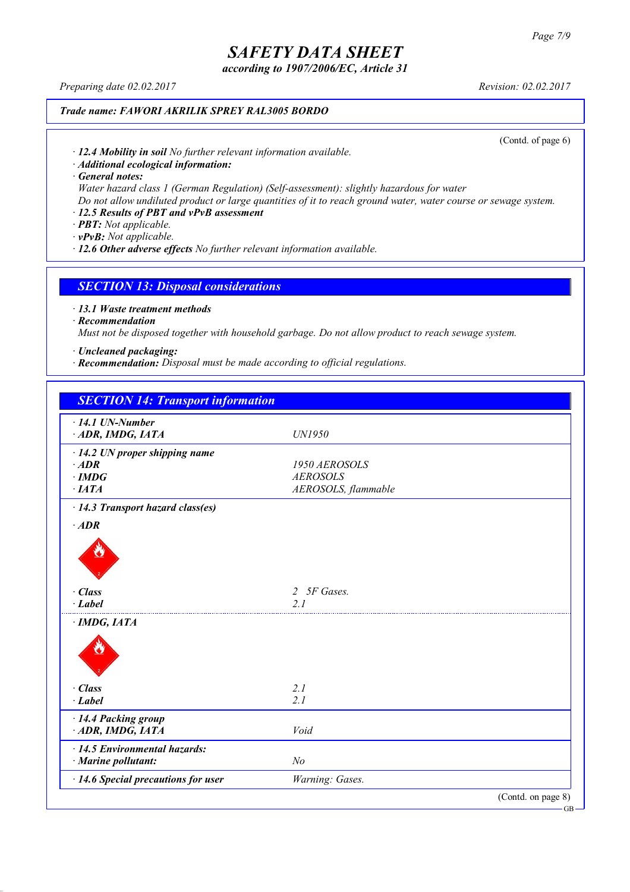**Trade name: FAWORI AKRILIK SPREY RAL3005 BORDO**

(Contd. of page 6)

- **12.4 Mobility in soil** No further relevant information available.
- **Additional ecological information:**
- **General notes:**

  Water hazard class 1 (German Regulation) (Self-assessment): slightly hazardous for water

  Do not allow undiluted product or large quantities of it to reach ground water, water course or sewage system.
- **12.5 Results of PBT and vPvB assessment**
- **PBT:** Not applicable.
- **vPvB:** Not applicable.
- **12.6 Other adverse effects** No further relevant information available.

## SECTION 13: Disposal considerations

- **13.1 Waste treatment methods**
- **Recommendation**

  Must not be disposed together with household garbage. Do not allow product to reach sewage system.

- **Uncleaned packaging:**
- **Recommendation:** Disposal must be made according to official regulations.

## SECTION 14: Transport information

| | |
|---|---|
| **· 14.1 UN-Number** | |
| **· ADR, IMDG, IATA** | UN1950 |
| **· 14.2 UN proper shipping name** | |
| **· ADR** | 1950 AEROSOLS |
| **· IMDG** | AEROSOLS |
| **· IATA** | AEROSOLS, flammable |
| **· 14.3 Transport hazard class(es)** | |
| **· ADR** | |
| **· Class** | 2 5F Gases. |
| **· Label** | 2.1 |
| **· IMDG, IATA** | |
| **· Class** | 2.1 |
| **· Label** | 2.1 |
| **· 14.4 Packing group** | |
| **· ADR, IMDG, IATA** | Void |
| **· 14.5 Environmental hazards:** | |
| **· Marine pollutant:** | No |
| **· 14.6 Special precautions for user** | Warning: Gases. |

(Contd. on page 8)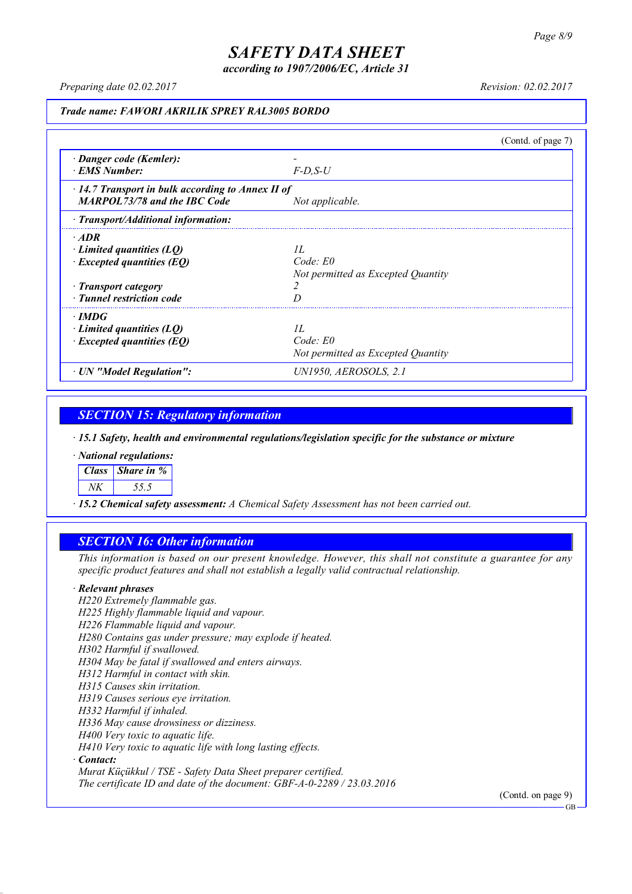# SAFETY DATA SHEET

*according to 1907/2006/EC, Article 31*

*Preparing date 02.02.2017* *Revision: 02.02.2017*

***Trade name: FAWORI AKRILIK SPREY RAL3005 BORDO***

(Contd. of page 7)

| | |
|---|---|
| · **Danger code (Kemler):** | - |
| · **EMS Number:** | F-D,S-U |
| · **14.7 Transport in bulk according to Annex II of MARPOL73/78 and the IBC Code** | Not applicable. |
| · **Transport/Additional information:** | |
| · **ADR** | |
| · **Limited quantities (LQ)** | 1L |
| · **Excepted quantities (EQ)** | Code: E0<br>Not permitted as Excepted Quantity |
| · **Transport category** | 2 |
| · **Tunnel restriction code** | D |
| · **IMDG** | |
| · **Limited quantities (LQ)** | 1L |
| · **Excepted quantities (EQ)** | Code: E0<br>Not permitted as Excepted Quantity |
| · **UN "Model Regulation":** | UN1950, AEROSOLS, 2.1 |

## SECTION 15: Regulatory information

· ***15.1 Safety, health and environmental regulations/legislation specific for the substance or mixture***

· ***National regulations:***

| Class | Share in % |
|---|---|
| NK | 55.5 |

· ***15.2 Chemical safety assessment:*** *A Chemical Safety Assessment has not been carried out.*

## SECTION 16: Other information

*This information is based on our present knowledge. However, this shall not constitute a guarantee for any specific product features and shall not establish a legally valid contractual relationship.*

· ***Relevant phrases***

*H220 Extremely flammable gas.*
*H225 Highly flammable liquid and vapour.*
*H226 Flammable liquid and vapour.*
*H280 Contains gas under pressure; may explode if heated.*
*H302 Harmful if swallowed.*
*H304 May be fatal if swallowed and enters airways.*
*H312 Harmful in contact with skin.*
*H315 Causes skin irritation.*
*H319 Causes serious eye irritation.*
*H332 Harmful if inhaled.*
*H336 May cause drowsiness or dizziness.*
*H400 Very toxic to aquatic life.*
*H410 Very toxic to aquatic life with long lasting effects.*

· ***Contact:***

*Murat Küçükkul / TSE - Safety Data Sheet preparer certified.*
*The certificate ID and date of the document: GBF-A-0-2289 / 23.03.2016*

(Contd. on page 9)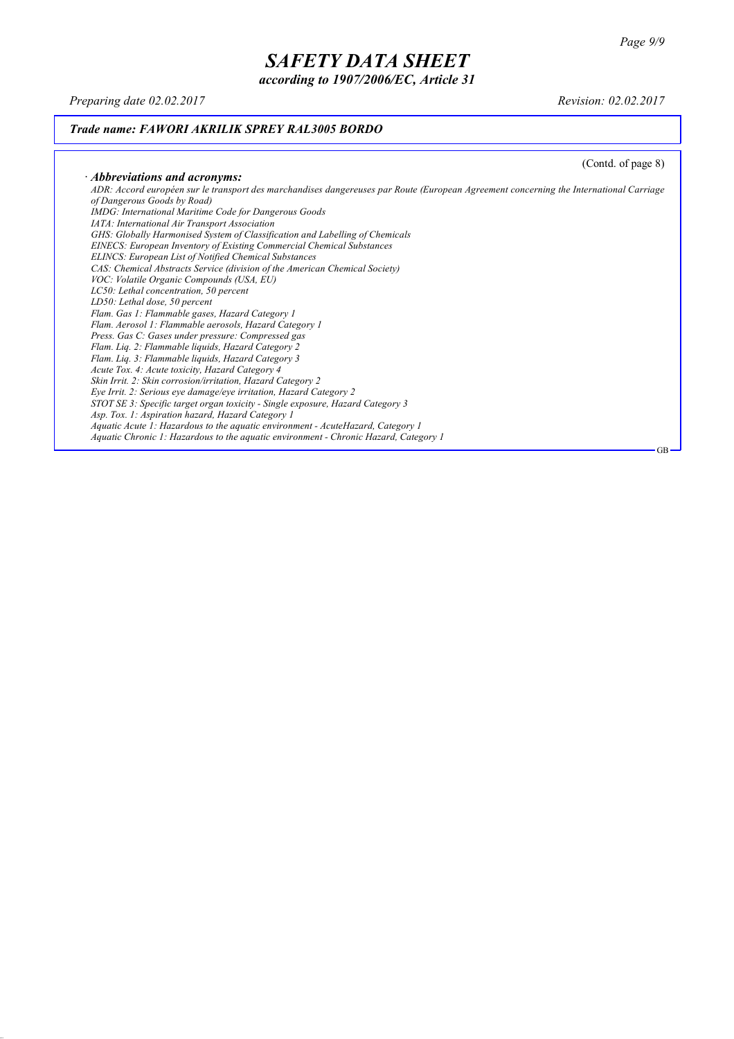# SAFETY DATA SHEET

*according to 1907/2006/EC, Article 31*

*Preparing date 02.02.2017* *Revision: 02.02.2017*

***Trade name: FAWORI AKRILIK SPREY RAL3005 BORDO***

(Contd. of page 8)

· ***Abbreviations and acronyms:***

*ADR: Accord européen sur le transport des marchandises dangereuses par Route (European Agreement concerning the International Carriage of Dangerous Goods by Road)*
*IMDG: International Maritime Code for Dangerous Goods*
*IATA: International Air Transport Association*
*GHS: Globally Harmonised System of Classification and Labelling of Chemicals*
*EINECS: European Inventory of Existing Commercial Chemical Substances*
*ELINCS: European List of Notified Chemical Substances*
*CAS: Chemical Abstracts Service (division of the American Chemical Society)*
*VOC: Volatile Organic Compounds (USA, EU)*
*LC50: Lethal concentration, 50 percent*
*LD50: Lethal dose, 50 percent*
*Flam. Gas 1: Flammable gases, Hazard Category 1*
*Flam. Aerosol 1: Flammable aerosols, Hazard Category 1*
*Press. Gas C: Gases under pressure: Compressed gas*
*Flam. Liq. 2: Flammable liquids, Hazard Category 2*
*Flam. Liq. 3: Flammable liquids, Hazard Category 3*
*Acute Tox. 4: Acute toxicity, Hazard Category 4*
*Skin Irrit. 2: Skin corrosion/irritation, Hazard Category 2*
*Eye Irrit. 2: Serious eye damage/eye irritation, Hazard Category 2*
*STOT SE 3: Specific target organ toxicity - Single exposure, Hazard Category 3*
*Asp. Tox. 1: Aspiration hazard, Hazard Category 1*
*Aquatic Acute 1: Hazardous to the aquatic environment - AcuteHazard, Category 1*
*Aquatic Chronic 1: Hazardous to the aquatic environment - Chronic Hazard, Category 1*

GB